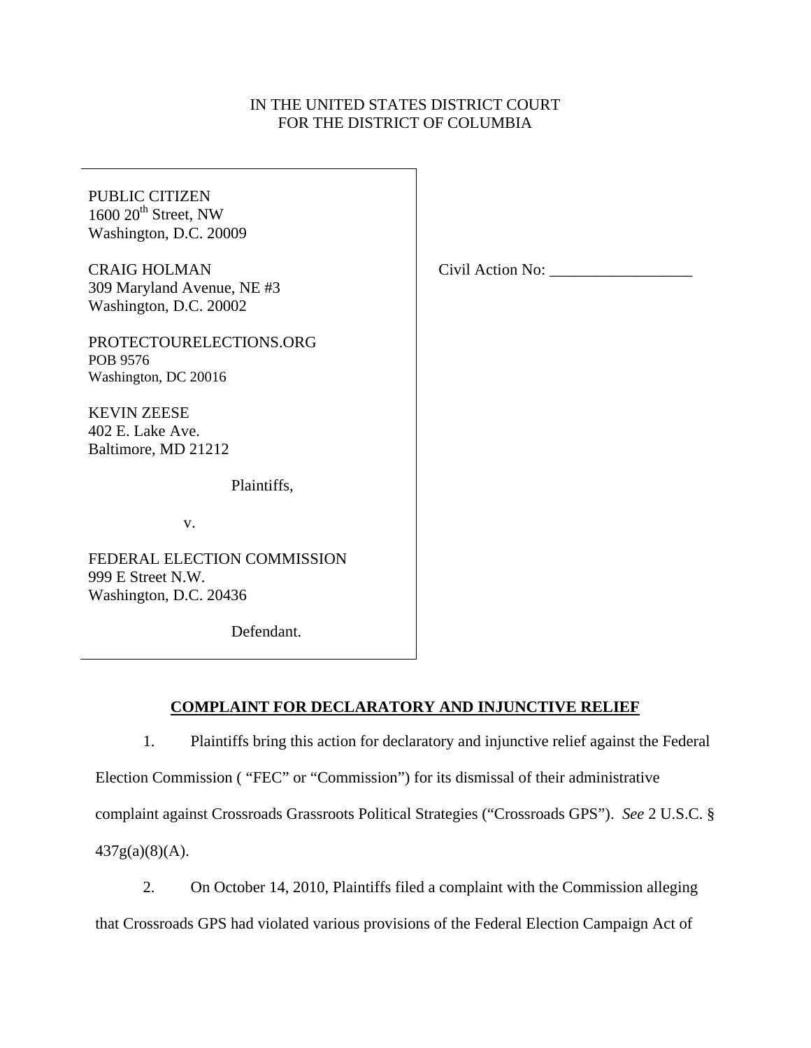IN THE UNITED STATES DISTRICT COURT
FOR THE DISTRICT OF COLUMBIA

PUBLIC CITIZEN
1600 20th Street, NW
Washington, D.C. 20009

CRAIG HOLMAN
309 Maryland Avenue, NE #3
Washington, D.C. 20002

PROTECTOURELECTIONS.ORG
POB 9576
Washington, DC 20016

KEVIN ZEESE
402 E. Lake Ave.
Baltimore, MD 21212

Plaintiffs,

v.

FEDERAL ELECTION COMMISSION
999 E Street N.W.
Washington, D.C. 20436

Defendant.

Civil Action No: ___________________

**COMPLAINT FOR DECLARATORY AND INJUNCTIVE RELIEF**

1. Plaintiffs bring this action for declaratory and injunctive relief against the Federal Election Commission ( "FEC" or "Commission") for its dismissal of their administrative complaint against Crossroads Grassroots Political Strategies ("Crossroads GPS"). *See* 2 U.S.C. § 437g(a)(8)(A).

2. On October 14, 2010, Plaintiffs filed a complaint with the Commission alleging that Crossroads GPS had violated various provisions of the Federal Election Campaign Act of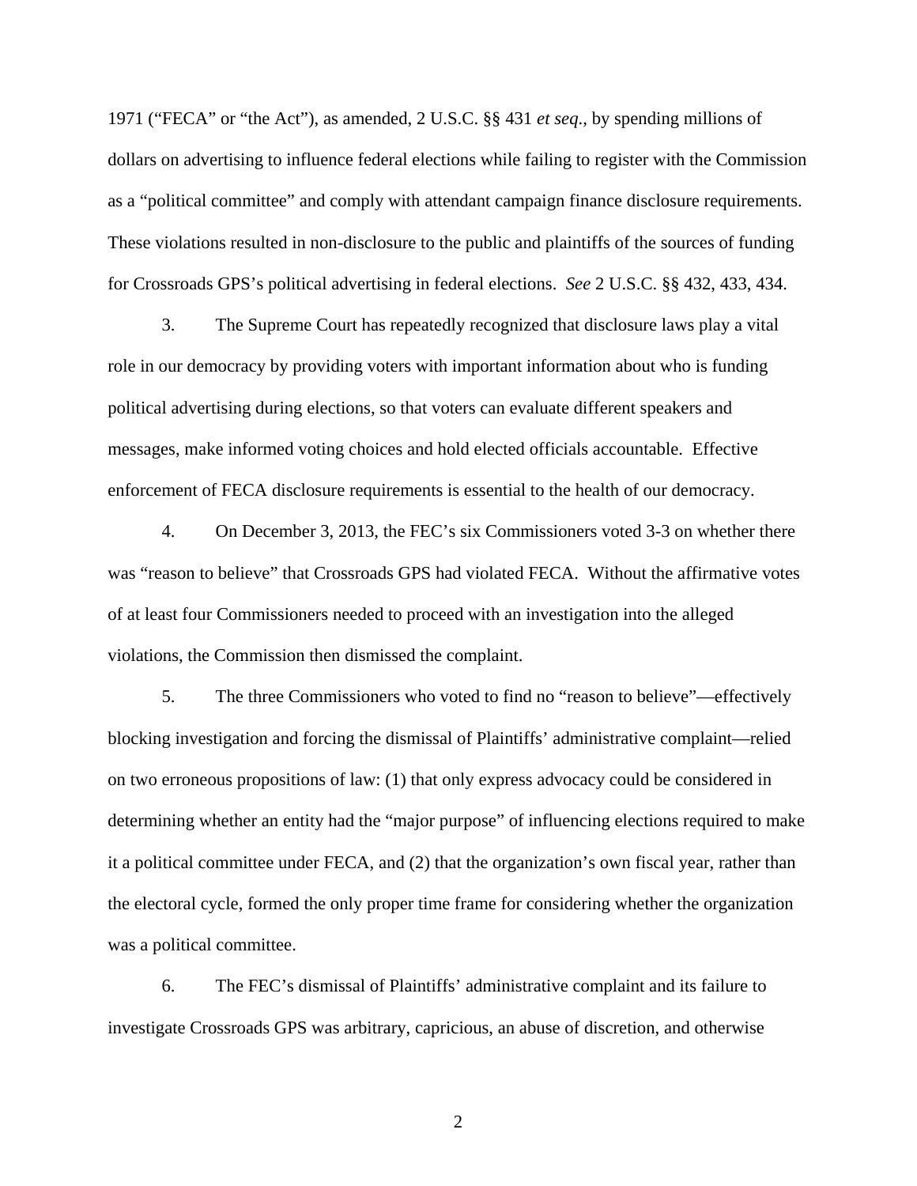1971 ("FECA" or "the Act"), as amended, 2 U.S.C. §§ 431 *et seq.*, by spending millions of dollars on advertising to influence federal elections while failing to register with the Commission as a "political committee" and comply with attendant campaign finance disclosure requirements. These violations resulted in non-disclosure to the public and plaintiffs of the sources of funding for Crossroads GPS's political advertising in federal elections. *See* 2 U.S.C. §§ 432, 433, 434.

3. The Supreme Court has repeatedly recognized that disclosure laws play a vital role in our democracy by providing voters with important information about who is funding political advertising during elections, so that voters can evaluate different speakers and messages, make informed voting choices and hold elected officials accountable. Effective enforcement of FECA disclosure requirements is essential to the health of our democracy.

4. On December 3, 2013, the FEC's six Commissioners voted 3-3 on whether there was "reason to believe" that Crossroads GPS had violated FECA. Without the affirmative votes of at least four Commissioners needed to proceed with an investigation into the alleged violations, the Commission then dismissed the complaint.

5. The three Commissioners who voted to find no "reason to believe"—effectively blocking investigation and forcing the dismissal of Plaintiffs' administrative complaint—relied on two erroneous propositions of law: (1) that only express advocacy could be considered in determining whether an entity had the "major purpose" of influencing elections required to make it a political committee under FECA, and (2) that the organization's own fiscal year, rather than the electoral cycle, formed the only proper time frame for considering whether the organization was a political committee.

6. The FEC's dismissal of Plaintiffs' administrative complaint and its failure to investigate Crossroads GPS was arbitrary, capricious, an abuse of discretion, and otherwise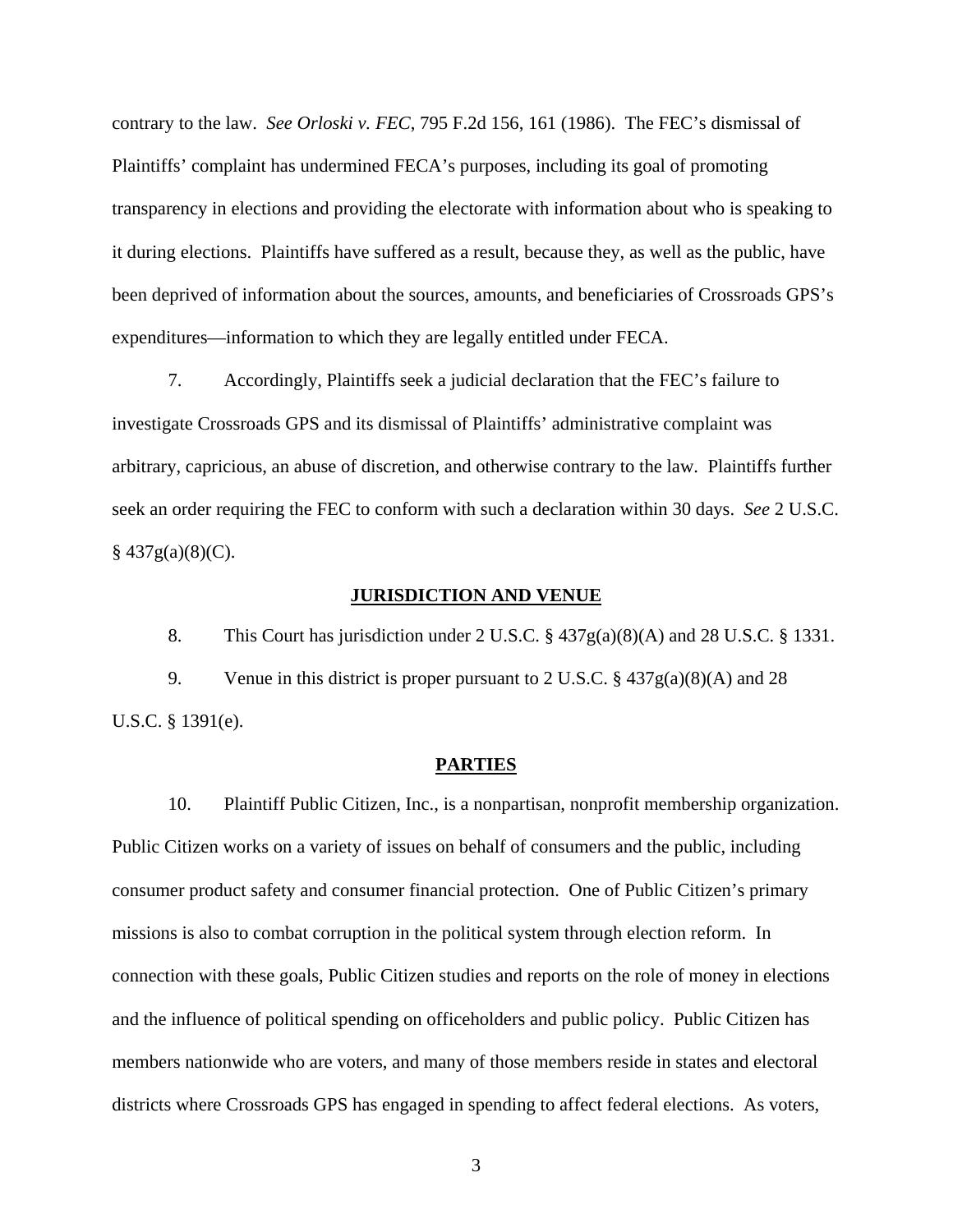contrary to the law. *See Orloski v. FEC*, 795 F.2d 156, 161 (1986). The FEC's dismissal of Plaintiffs' complaint has undermined FECA's purposes, including its goal of promoting transparency in elections and providing the electorate with information about who is speaking to it during elections. Plaintiffs have suffered as a result, because they, as well as the public, have been deprived of information about the sources, amounts, and beneficiaries of Crossroads GPS's expenditures—information to which they are legally entitled under FECA.

7. Accordingly, Plaintiffs seek a judicial declaration that the FEC's failure to investigate Crossroads GPS and its dismissal of Plaintiffs' administrative complaint was arbitrary, capricious, an abuse of discretion, and otherwise contrary to the law. Plaintiffs further seek an order requiring the FEC to conform with such a declaration within 30 days. *See* 2 U.S.C. § 437g(a)(8)(C).

## JURISDICTION AND VENUE

8. This Court has jurisdiction under 2 U.S.C. § 437g(a)(8)(A) and 28 U.S.C. § 1331.

9. Venue in this district is proper pursuant to 2 U.S.C. § 437g(a)(8)(A) and 28 U.S.C. § 1391(e).

## PARTIES

10. Plaintiff Public Citizen, Inc., is a nonpartisan, nonprofit membership organization. Public Citizen works on a variety of issues on behalf of consumers and the public, including consumer product safety and consumer financial protection. One of Public Citizen's primary missions is also to combat corruption in the political system through election reform. In connection with these goals, Public Citizen studies and reports on the role of money in elections and the influence of political spending on officeholders and public policy. Public Citizen has members nationwide who are voters, and many of those members reside in states and electoral districts where Crossroads GPS has engaged in spending to affect federal elections. As voters,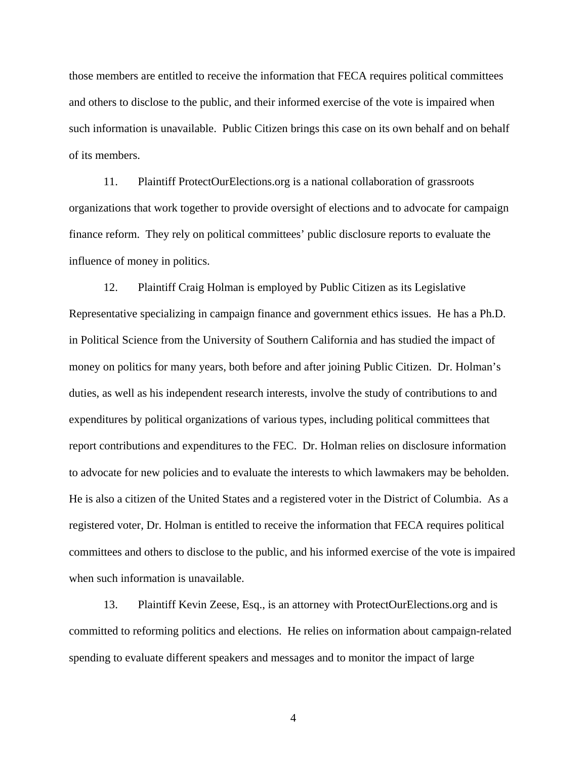those members are entitled to receive the information that FECA requires political committees and others to disclose to the public, and their informed exercise of the vote is impaired when such information is unavailable. Public Citizen brings this case on its own behalf and on behalf of its members.

11. Plaintiff ProtectOurElections.org is a national collaboration of grassroots organizations that work together to provide oversight of elections and to advocate for campaign finance reform. They rely on political committees' public disclosure reports to evaluate the influence of money in politics.

12. Plaintiff Craig Holman is employed by Public Citizen as its Legislative Representative specializing in campaign finance and government ethics issues. He has a Ph.D. in Political Science from the University of Southern California and has studied the impact of money on politics for many years, both before and after joining Public Citizen. Dr. Holman's duties, as well as his independent research interests, involve the study of contributions to and expenditures by political organizations of various types, including political committees that report contributions and expenditures to the FEC. Dr. Holman relies on disclosure information to advocate for new policies and to evaluate the interests to which lawmakers may be beholden. He is also a citizen of the United States and a registered voter in the District of Columbia. As a registered voter, Dr. Holman is entitled to receive the information that FECA requires political committees and others to disclose to the public, and his informed exercise of the vote is impaired when such information is unavailable.

13. Plaintiff Kevin Zeese, Esq., is an attorney with ProtectOurElections.org and is committed to reforming politics and elections. He relies on information about campaign-related spending to evaluate different speakers and messages and to monitor the impact of large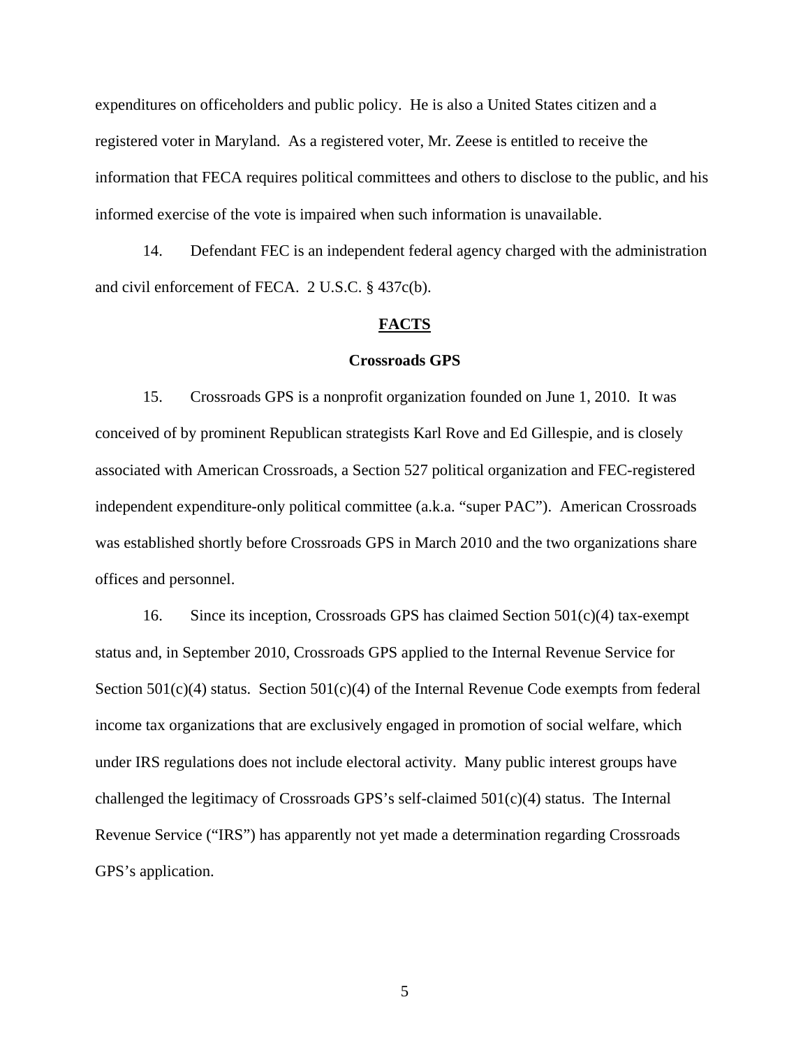expenditures on officeholders and public policy. He is also a United States citizen and a registered voter in Maryland. As a registered voter, Mr. Zeese is entitled to receive the information that FECA requires political committees and others to disclose to the public, and his informed exercise of the vote is impaired when such information is unavailable.

14. Defendant FEC is an independent federal agency charged with the administration and civil enforcement of FECA. 2 U.S.C. § 437c(b).

## FACTS

### Crossroads GPS

15. Crossroads GPS is a nonprofit organization founded on June 1, 2010. It was conceived of by prominent Republican strategists Karl Rove and Ed Gillespie, and is closely associated with American Crossroads, a Section 527 political organization and FEC-registered independent expenditure-only political committee (a.k.a. "super PAC"). American Crossroads was established shortly before Crossroads GPS in March 2010 and the two organizations share offices and personnel.

16. Since its inception, Crossroads GPS has claimed Section 501(c)(4) tax-exempt status and, in September 2010, Crossroads GPS applied to the Internal Revenue Service for Section 501(c)(4) status. Section 501(c)(4) of the Internal Revenue Code exempts from federal income tax organizations that are exclusively engaged in promotion of social welfare, which under IRS regulations does not include electoral activity. Many public interest groups have challenged the legitimacy of Crossroads GPS's self-claimed 501(c)(4) status. The Internal Revenue Service ("IRS") has apparently not yet made a determination regarding Crossroads GPS's application.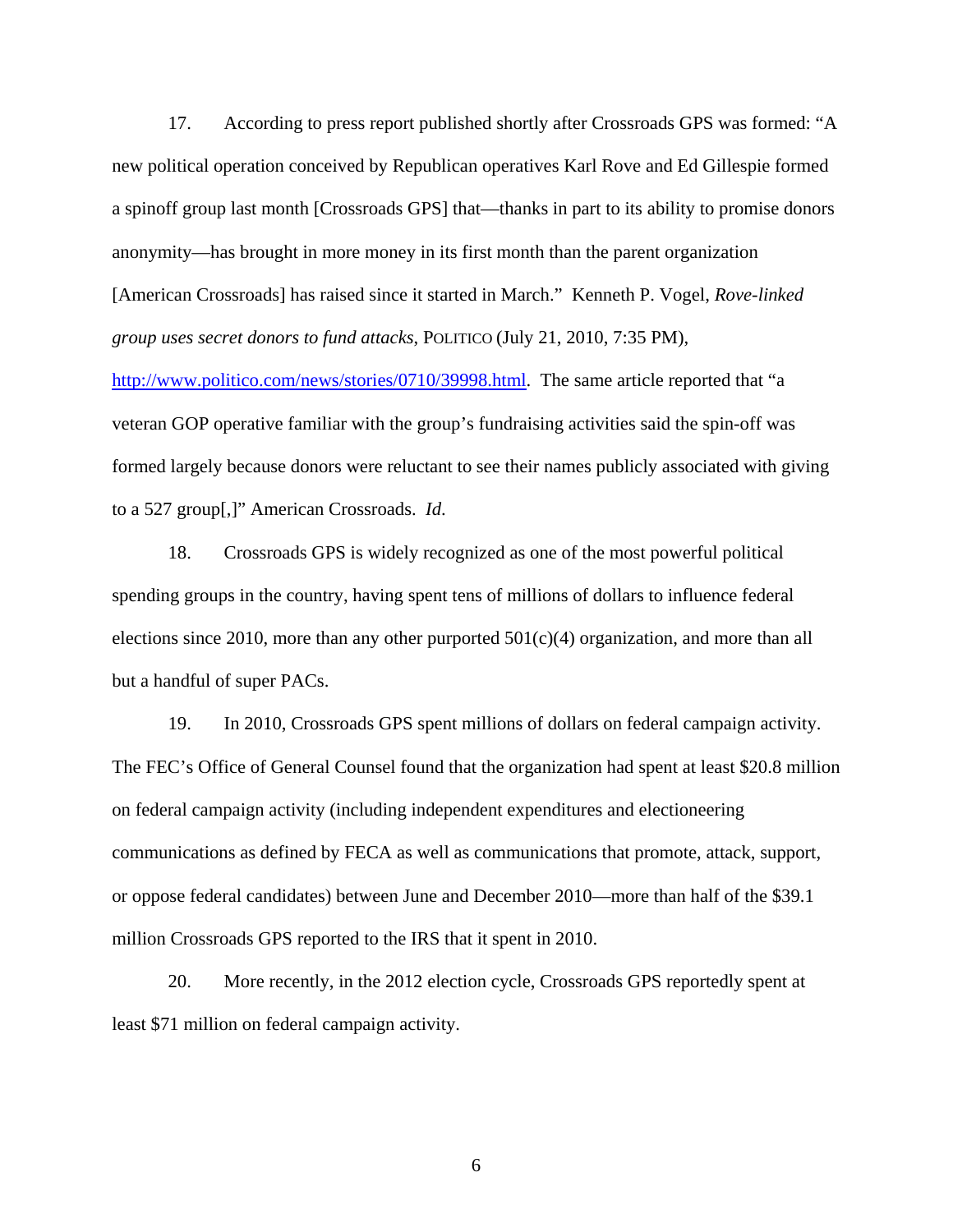17. According to press report published shortly after Crossroads GPS was formed: "A new political operation conceived by Republican operatives Karl Rove and Ed Gillespie formed a spinoff group last month [Crossroads GPS] that—thanks in part to its ability to promise donors anonymity—has brought in more money in its first month than the parent organization [American Crossroads] has raised since it started in March." Kenneth P. Vogel, *Rove-linked group uses secret donors to fund attacks*, POLITICO (July 21, 2010, 7:35 PM), http://www.politico.com/news/stories/0710/39998.html. The same article reported that "a veteran GOP operative familiar with the group's fundraising activities said the spin-off was formed largely because donors were reluctant to see their names publicly associated with giving to a 527 group[,]" American Crossroads. *Id*.

18. Crossroads GPS is widely recognized as one of the most powerful political spending groups in the country, having spent tens of millions of dollars to influence federal elections since 2010, more than any other purported 501(c)(4) organization, and more than all but a handful of super PACs.

19. In 2010, Crossroads GPS spent millions of dollars on federal campaign activity. The FEC's Office of General Counsel found that the organization had spent at least $20.8 million on federal campaign activity (including independent expenditures and electioneering communications as defined by FECA as well as communications that promote, attack, support, or oppose federal candidates) between June and December 2010—more than half of the $39.1 million Crossroads GPS reported to the IRS that it spent in 2010.

20. More recently, in the 2012 election cycle, Crossroads GPS reportedly spent at least $71 million on federal campaign activity.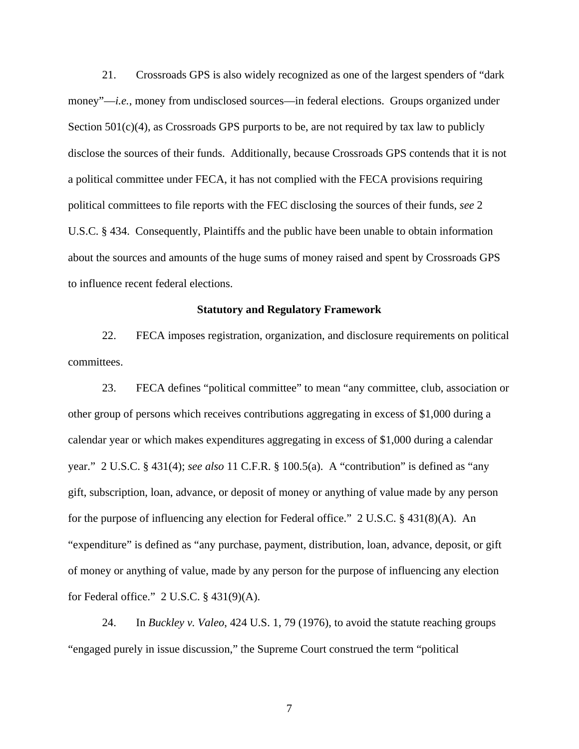21. Crossroads GPS is also widely recognized as one of the largest spenders of "dark money"—*i.e.*, money from undisclosed sources—in federal elections. Groups organized under Section 501(c)(4), as Crossroads GPS purports to be, are not required by tax law to publicly disclose the sources of their funds. Additionally, because Crossroads GPS contends that it is not a political committee under FECA, it has not complied with the FECA provisions requiring political committees to file reports with the FEC disclosing the sources of their funds, *see* 2 U.S.C. § 434. Consequently, Plaintiffs and the public have been unable to obtain information about the sources and amounts of the huge sums of money raised and spent by Crossroads GPS to influence recent federal elections.

**Statutory and Regulatory Framework**

22. FECA imposes registration, organization, and disclosure requirements on political committees.

23. FECA defines "political committee" to mean "any committee, club, association or other group of persons which receives contributions aggregating in excess of $1,000 during a calendar year or which makes expenditures aggregating in excess of $1,000 during a calendar year." 2 U.S.C. § 431(4); *see also* 11 C.F.R. § 100.5(a). A "contribution" is defined as "any gift, subscription, loan, advance, or deposit of money or anything of value made by any person for the purpose of influencing any election for Federal office." 2 U.S.C. § 431(8)(A). An "expenditure" is defined as "any purchase, payment, distribution, loan, advance, deposit, or gift of money or anything of value, made by any person for the purpose of influencing any election for Federal office." 2 U.S.C. § 431(9)(A).

24. In *Buckley v. Valeo*, 424 U.S. 1, 79 (1976), to avoid the statute reaching groups "engaged purely in issue discussion," the Supreme Court construed the term "political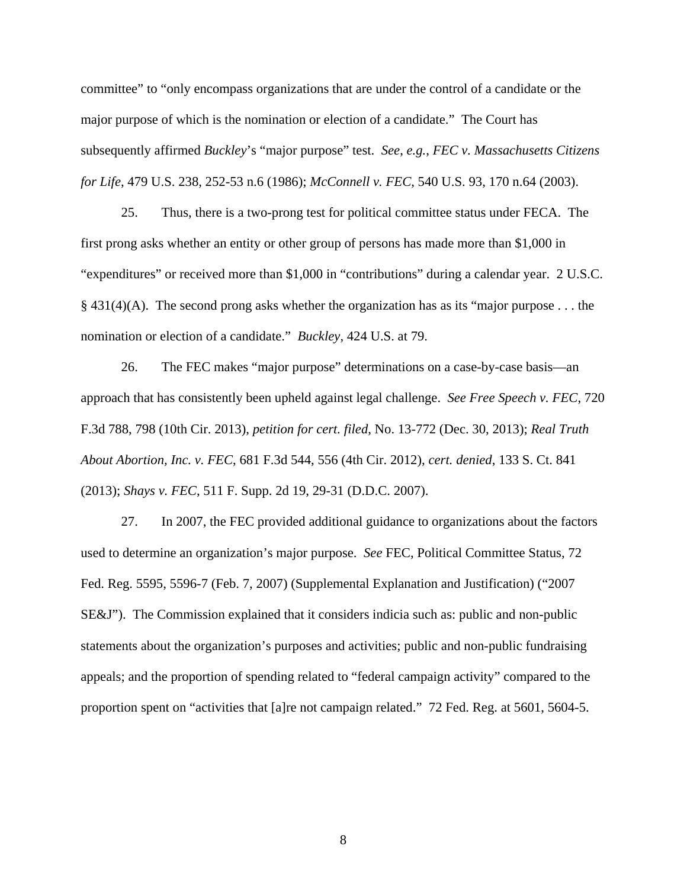committee" to "only encompass organizations that are under the control of a candidate or the major purpose of which is the nomination or election of a candidate." The Court has subsequently affirmed *Buckley*'s "major purpose" test. *See, e.g.*, *FEC v. Massachusetts Citizens for Life*, 479 U.S. 238, 252-53 n.6 (1986); *McConnell v. FEC*, 540 U.S. 93, 170 n.64 (2003).

25. Thus, there is a two-prong test for political committee status under FECA. The first prong asks whether an entity or other group of persons has made more than $1,000 in "expenditures" or received more than $1,000 in "contributions" during a calendar year. 2 U.S.C. § 431(4)(A). The second prong asks whether the organization has as its "major purpose . . . the nomination or election of a candidate." *Buckley*, 424 U.S. at 79.

26. The FEC makes "major purpose" determinations on a case-by-case basis—an approach that has consistently been upheld against legal challenge. *See Free Speech v. FEC*, 720 F.3d 788, 798 (10th Cir. 2013), *petition for cert. filed*, No. 13-772 (Dec. 30, 2013); *Real Truth About Abortion, Inc. v. FEC*, 681 F.3d 544, 556 (4th Cir. 2012), *cert. denied*, 133 S. Ct. 841 (2013); *Shays v. FEC*, 511 F. Supp. 2d 19, 29-31 (D.D.C. 2007).

27. In 2007, the FEC provided additional guidance to organizations about the factors used to determine an organization's major purpose. *See* FEC, Political Committee Status, 72 Fed. Reg. 5595, 5596-7 (Feb. 7, 2007) (Supplemental Explanation and Justification) ("2007 SE&J"). The Commission explained that it considers indicia such as: public and non-public statements about the organization's purposes and activities; public and non-public fundraising appeals; and the proportion of spending related to "federal campaign activity" compared to the proportion spent on "activities that [a]re not campaign related." 72 Fed. Reg. at 5601, 5604-5.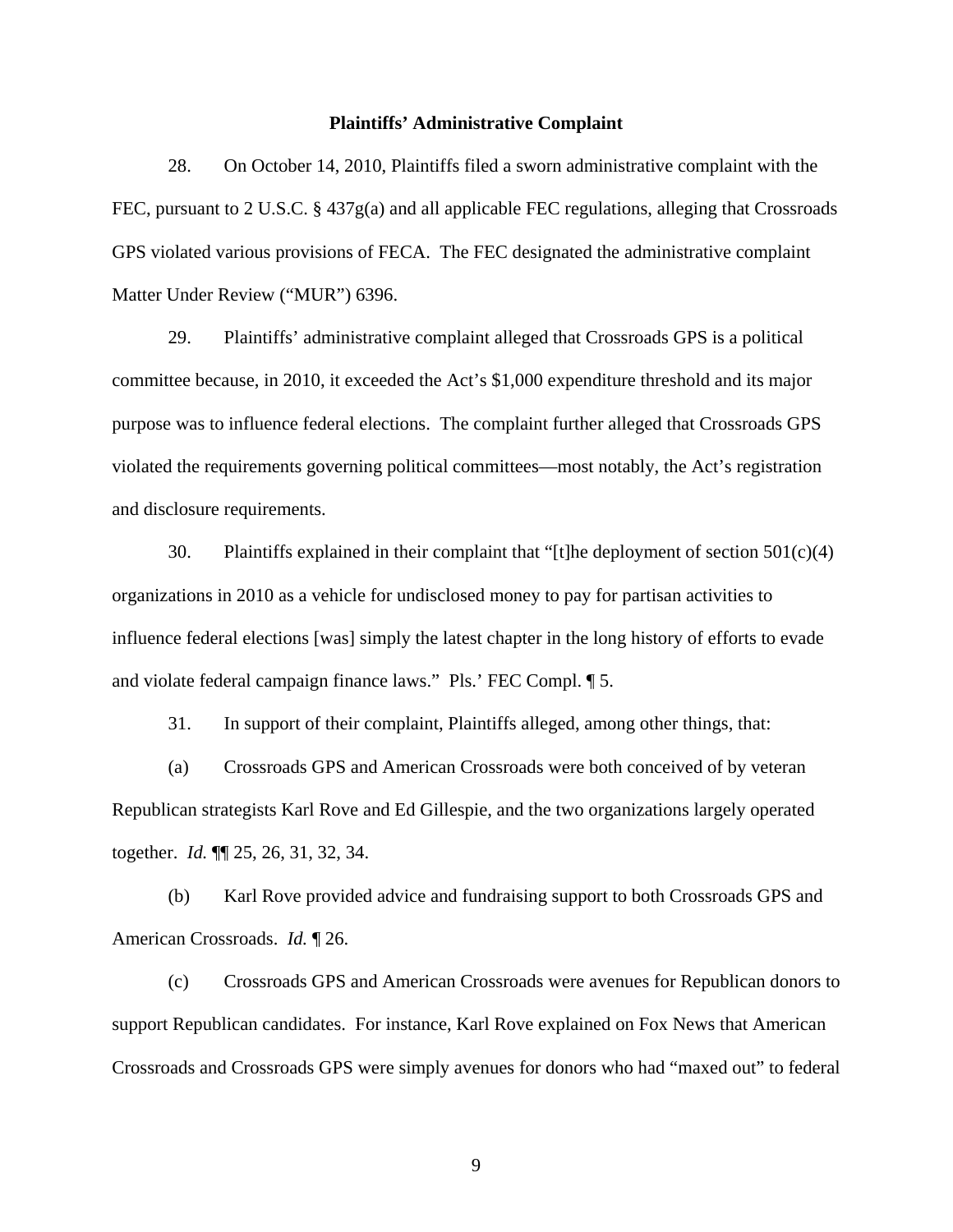**Plaintiffs' Administrative Complaint**

28. On October 14, 2010, Plaintiffs filed a sworn administrative complaint with the FEC, pursuant to 2 U.S.C. § 437g(a) and all applicable FEC regulations, alleging that Crossroads GPS violated various provisions of FECA. The FEC designated the administrative complaint Matter Under Review ("MUR") 6396.

29. Plaintiffs' administrative complaint alleged that Crossroads GPS is a political committee because, in 2010, it exceeded the Act's $1,000 expenditure threshold and its major purpose was to influence federal elections. The complaint further alleged that Crossroads GPS violated the requirements governing political committees—most notably, the Act's registration and disclosure requirements.

30. Plaintiffs explained in their complaint that "[t]he deployment of section 501(c)(4) organizations in 2010 as a vehicle for undisclosed money to pay for partisan activities to influence federal elections [was] simply the latest chapter in the long history of efforts to evade and violate federal campaign finance laws." Pls.' FEC Compl. ¶ 5.

31. In support of their complaint, Plaintiffs alleged, among other things, that:

(a) Crossroads GPS and American Crossroads were both conceived of by veteran Republican strategists Karl Rove and Ed Gillespie, and the two organizations largely operated together. *Id.* ¶¶ 25, 26, 31, 32, 34.

(b) Karl Rove provided advice and fundraising support to both Crossroads GPS and American Crossroads. *Id.* ¶ 26.

(c) Crossroads GPS and American Crossroads were avenues for Republican donors to support Republican candidates. For instance, Karl Rove explained on Fox News that American Crossroads and Crossroads GPS were simply avenues for donors who had "maxed out" to federal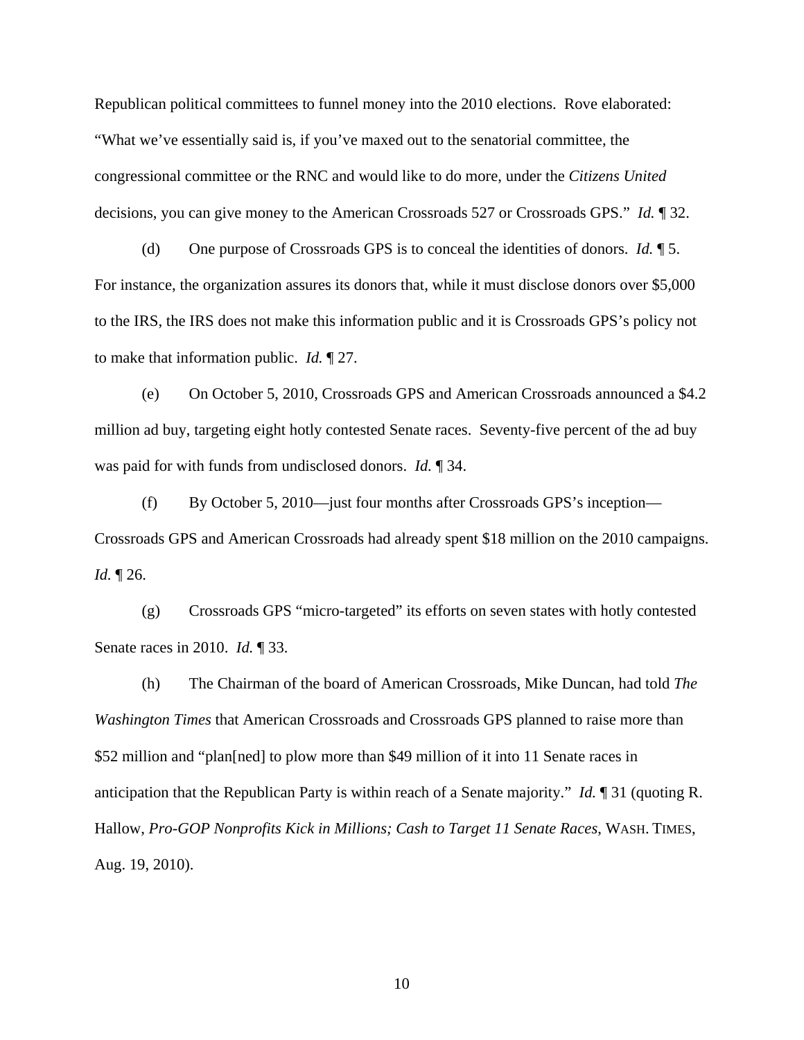Republican political committees to funnel money into the 2010 elections. Rove elaborated: "What we've essentially said is, if you've maxed out to the senatorial committee, the congressional committee or the RNC and would like to do more, under the *Citizens United* decisions, you can give money to the American Crossroads 527 or Crossroads GPS." *Id.* ¶ 32.

(d) One purpose of Crossroads GPS is to conceal the identities of donors. *Id.* ¶ 5. For instance, the organization assures its donors that, while it must disclose donors over $5,000 to the IRS, the IRS does not make this information public and it is Crossroads GPS's policy not to make that information public. *Id.* ¶ 27.

(e) On October 5, 2010, Crossroads GPS and American Crossroads announced a $4.2 million ad buy, targeting eight hotly contested Senate races. Seventy-five percent of the ad buy was paid for with funds from undisclosed donors. *Id.* ¶ 34.

(f) By October 5, 2010—just four months after Crossroads GPS's inception—Crossroads GPS and American Crossroads had already spent $18 million on the 2010 campaigns. *Id.* ¶ 26.

(g) Crossroads GPS "micro-targeted" its efforts on seven states with hotly contested Senate races in 2010. *Id.* ¶ 33.

(h) The Chairman of the board of American Crossroads, Mike Duncan, had told *The Washington Times* that American Crossroads and Crossroads GPS planned to raise more than $52 million and "plan[ned] to plow more than $49 million of it into 11 Senate races in anticipation that the Republican Party is within reach of a Senate majority." *Id.* ¶ 31 (quoting R. Hallow, *Pro-GOP Nonprofits Kick in Millions; Cash to Target 11 Senate Races*, WASH. TIMES, Aug. 19, 2010).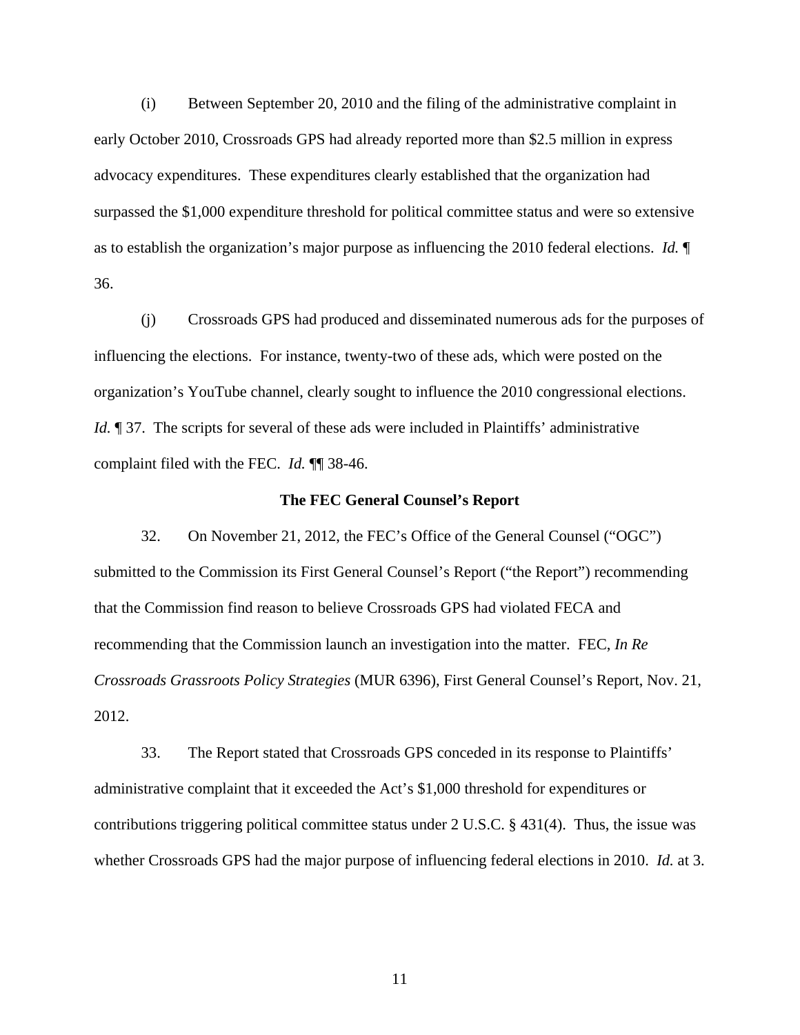(i) Between September 20, 2010 and the filing of the administrative complaint in early October 2010, Crossroads GPS had already reported more than $2.5 million in express advocacy expenditures. These expenditures clearly established that the organization had surpassed the $1,000 expenditure threshold for political committee status and were so extensive as to establish the organization's major purpose as influencing the 2010 federal elections. *Id.* ¶ 36.

(j) Crossroads GPS had produced and disseminated numerous ads for the purposes of influencing the elections. For instance, twenty-two of these ads, which were posted on the organization's YouTube channel, clearly sought to influence the 2010 congressional elections. *Id.* ¶ 37. The scripts for several of these ads were included in Plaintiffs' administrative complaint filed with the FEC. *Id.* ¶¶ 38-46.

**The FEC General Counsel's Report**

32. On November 21, 2012, the FEC's Office of the General Counsel ("OGC") submitted to the Commission its First General Counsel's Report ("the Report") recommending that the Commission find reason to believe Crossroads GPS had violated FECA and recommending that the Commission launch an investigation into the matter. FEC, *In Re Crossroads Grassroots Policy Strategies* (MUR 6396), First General Counsel's Report, Nov. 21, 2012.

33. The Report stated that Crossroads GPS conceded in its response to Plaintiffs' administrative complaint that it exceeded the Act's $1,000 threshold for expenditures or contributions triggering political committee status under 2 U.S.C. § 431(4). Thus, the issue was whether Crossroads GPS had the major purpose of influencing federal elections in 2010. *Id.* at 3.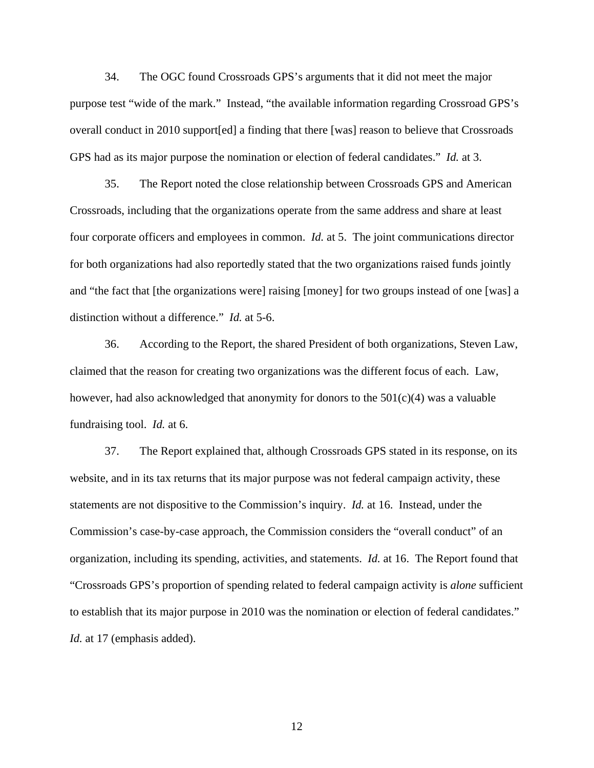34. The OGC found Crossroads GPS's arguments that it did not meet the major purpose test "wide of the mark." Instead, "the available information regarding Crossroad GPS's overall conduct in 2010 support[ed] a finding that there [was] reason to believe that Crossroads GPS had as its major purpose the nomination or election of federal candidates." *Id.* at 3.

35. The Report noted the close relationship between Crossroads GPS and American Crossroads, including that the organizations operate from the same address and share at least four corporate officers and employees in common. *Id.* at 5. The joint communications director for both organizations had also reportedly stated that the two organizations raised funds jointly and "the fact that [the organizations were] raising [money] for two groups instead of one [was] a distinction without a difference." *Id.* at 5-6.

36. According to the Report, the shared President of both organizations, Steven Law, claimed that the reason for creating two organizations was the different focus of each. Law, however, had also acknowledged that anonymity for donors to the 501(c)(4) was a valuable fundraising tool. *Id.* at 6.

37. The Report explained that, although Crossroads GPS stated in its response, on its website, and in its tax returns that its major purpose was not federal campaign activity, these statements are not dispositive to the Commission's inquiry. *Id.* at 16. Instead, under the Commission's case-by-case approach, the Commission considers the "overall conduct" of an organization, including its spending, activities, and statements. *Id.* at 16. The Report found that "Crossroads GPS's proportion of spending related to federal campaign activity is *alone* sufficient to establish that its major purpose in 2010 was the nomination or election of federal candidates." *Id.* at 17 (emphasis added).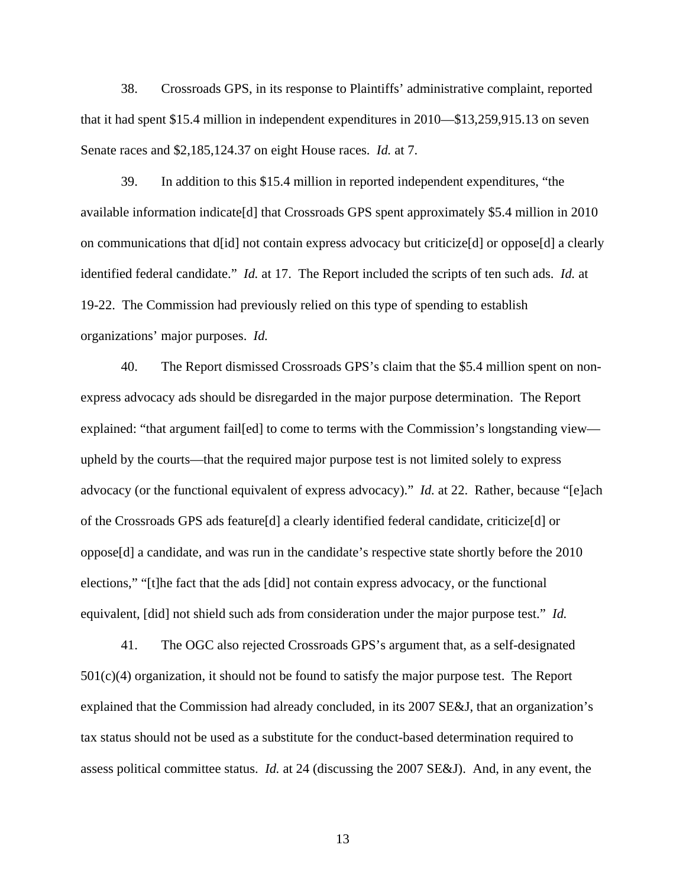38. Crossroads GPS, in its response to Plaintiffs' administrative complaint, reported that it had spent $15.4 million in independent expenditures in 2010—$13,259,915.13 on seven Senate races and $2,185,124.37 on eight House races. *Id.* at 7.

39. In addition to this $15.4 million in reported independent expenditures, "the available information indicate[d] that Crossroads GPS spent approximately $5.4 million in 2010 on communications that d[id] not contain express advocacy but criticize[d] or oppose[d] a clearly identified federal candidate." *Id.* at 17. The Report included the scripts of ten such ads. *Id.* at 19-22. The Commission had previously relied on this type of spending to establish organizations' major purposes. *Id.*

40. The Report dismissed Crossroads GPS's claim that the $5.4 million spent on non-express advocacy ads should be disregarded in the major purpose determination. The Report explained: "that argument fail[ed] to come to terms with the Commission's longstanding view—upheld by the courts—that the required major purpose test is not limited solely to express advocacy (or the functional equivalent of express advocacy)." *Id.* at 22. Rather, because "[e]ach of the Crossroads GPS ads feature[d] a clearly identified federal candidate, criticize[d] or oppose[d] a candidate, and was run in the candidate's respective state shortly before the 2010 elections," "[t]he fact that the ads [did] not contain express advocacy, or the functional equivalent, [did] not shield such ads from consideration under the major purpose test." *Id.*

41. The OGC also rejected Crossroads GPS's argument that, as a self-designated 501(c)(4) organization, it should not be found to satisfy the major purpose test. The Report explained that the Commission had already concluded, in its 2007 SE&J, that an organization's tax status should not be used as a substitute for the conduct-based determination required to assess political committee status. *Id.* at 24 (discussing the 2007 SE&J). And, in any event, the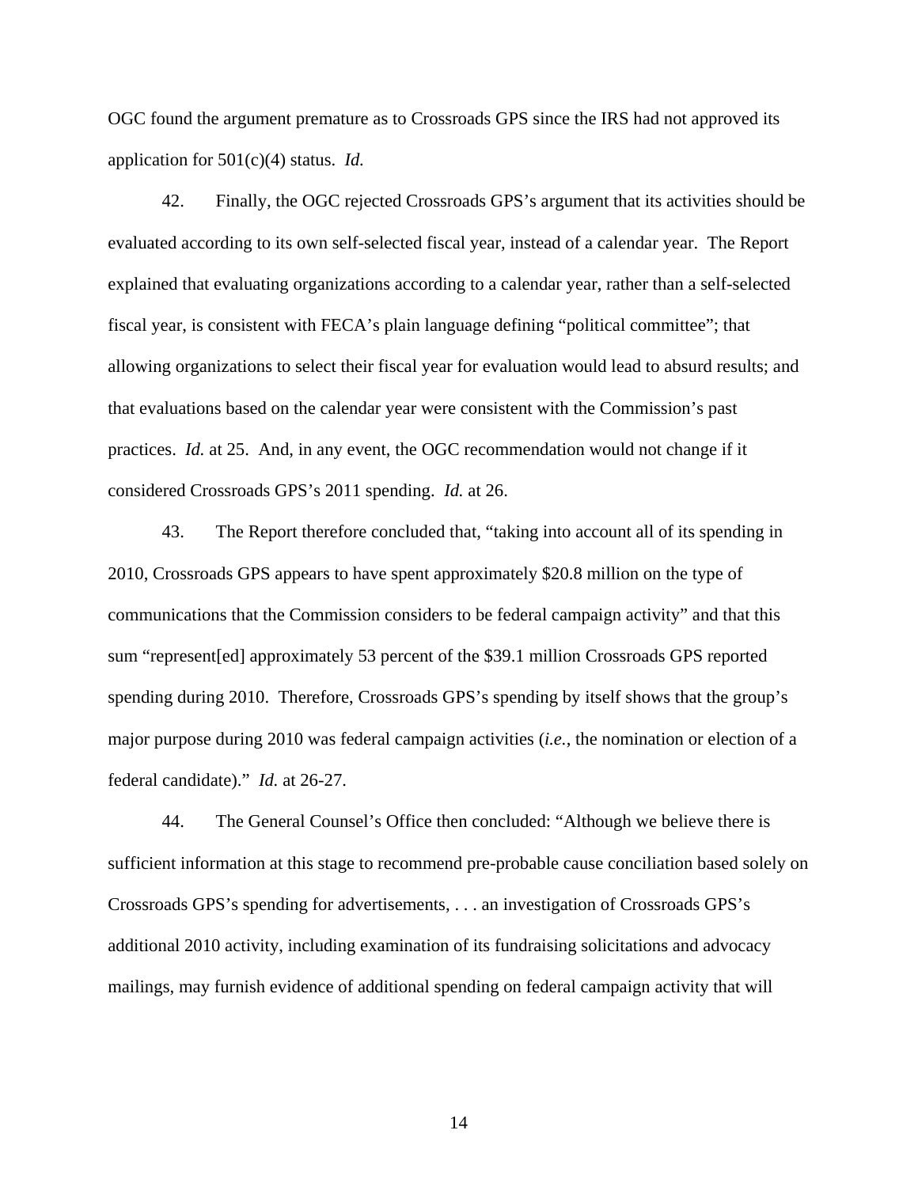OGC found the argument premature as to Crossroads GPS since the IRS had not approved its application for 501(c)(4) status. *Id.*

42. Finally, the OGC rejected Crossroads GPS's argument that its activities should be evaluated according to its own self-selected fiscal year, instead of a calendar year. The Report explained that evaluating organizations according to a calendar year, rather than a self-selected fiscal year, is consistent with FECA's plain language defining "political committee"; that allowing organizations to select their fiscal year for evaluation would lead to absurd results; and that evaluations based on the calendar year were consistent with the Commission's past practices. *Id.* at 25. And, in any event, the OGC recommendation would not change if it considered Crossroads GPS's 2011 spending. *Id.* at 26.

43. The Report therefore concluded that, "taking into account all of its spending in 2010, Crossroads GPS appears to have spent approximately $20.8 million on the type of communications that the Commission considers to be federal campaign activity" and that this sum "represent[ed] approximately 53 percent of the $39.1 million Crossroads GPS reported spending during 2010. Therefore, Crossroads GPS's spending by itself shows that the group's major purpose during 2010 was federal campaign activities (*i.e.*, the nomination or election of a federal candidate)." *Id.* at 26-27.

44. The General Counsel's Office then concluded: "Although we believe there is sufficient information at this stage to recommend pre-probable cause conciliation based solely on Crossroads GPS's spending for advertisements, . . . an investigation of Crossroads GPS's additional 2010 activity, including examination of its fundraising solicitations and advocacy mailings, may furnish evidence of additional spending on federal campaign activity that will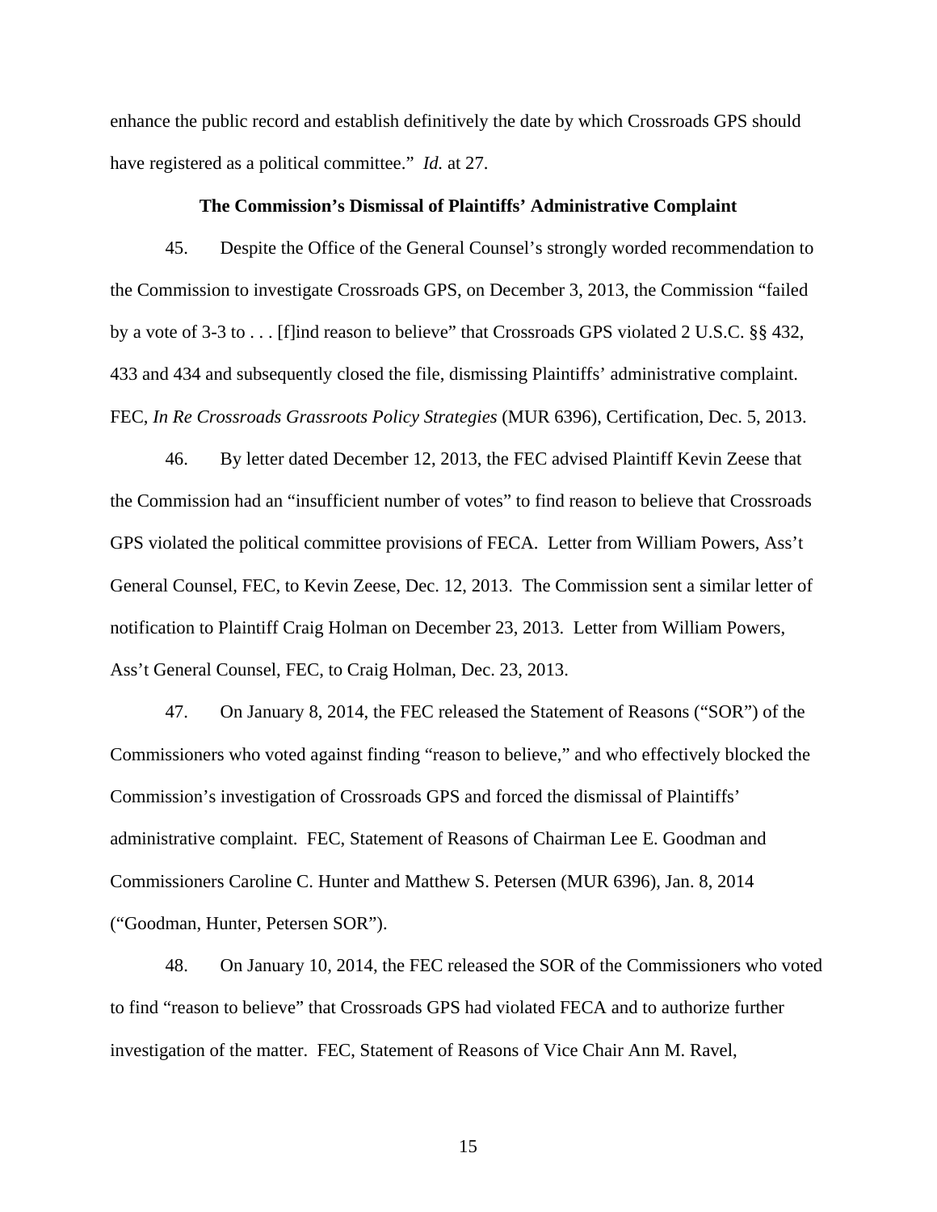enhance the public record and establish definitively the date by which Crossroads GPS should have registered as a political committee." *Id.* at 27.

### The Commission's Dismissal of Plaintiffs' Administrative Complaint

45. Despite the Office of the General Counsel's strongly worded recommendation to the Commission to investigate Crossroads GPS, on December 3, 2013, the Commission "failed by a vote of 3-3 to . . . [f]ind reason to believe" that Crossroads GPS violated 2 U.S.C. §§ 432, 433 and 434 and subsequently closed the file, dismissing Plaintiffs' administrative complaint. FEC, *In Re Crossroads Grassroots Policy Strategies* (MUR 6396), Certification, Dec. 5, 2013.

46. By letter dated December 12, 2013, the FEC advised Plaintiff Kevin Zeese that the Commission had an "insufficient number of votes" to find reason to believe that Crossroads GPS violated the political committee provisions of FECA. Letter from William Powers, Ass't General Counsel, FEC, to Kevin Zeese, Dec. 12, 2013. The Commission sent a similar letter of notification to Plaintiff Craig Holman on December 23, 2013. Letter from William Powers, Ass't General Counsel, FEC, to Craig Holman, Dec. 23, 2013.

47. On January 8, 2014, the FEC released the Statement of Reasons ("SOR") of the Commissioners who voted against finding "reason to believe," and who effectively blocked the Commission's investigation of Crossroads GPS and forced the dismissal of Plaintiffs' administrative complaint. FEC, Statement of Reasons of Chairman Lee E. Goodman and Commissioners Caroline C. Hunter and Matthew S. Petersen (MUR 6396), Jan. 8, 2014 ("Goodman, Hunter, Petersen SOR").

48. On January 10, 2014, the FEC released the SOR of the Commissioners who voted to find "reason to believe" that Crossroads GPS had violated FECA and to authorize further investigation of the matter. FEC, Statement of Reasons of Vice Chair Ann M. Ravel,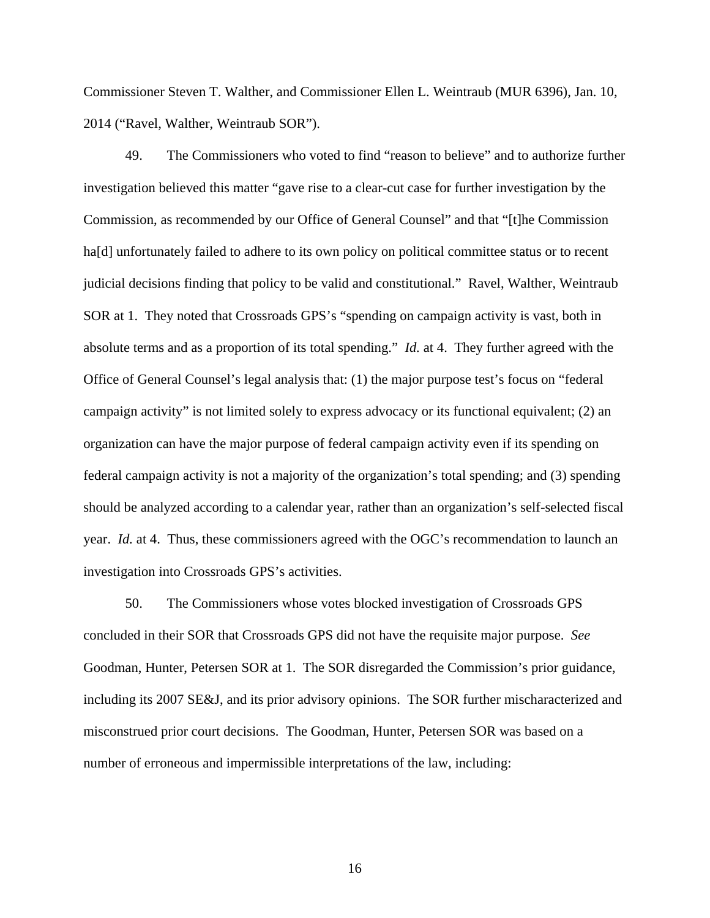Commissioner Steven T. Walther, and Commissioner Ellen L. Weintraub (MUR 6396), Jan. 10, 2014 ("Ravel, Walther, Weintraub SOR").

49. The Commissioners who voted to find "reason to believe" and to authorize further investigation believed this matter "gave rise to a clear-cut case for further investigation by the Commission, as recommended by our Office of General Counsel" and that "[t]he Commission ha[d] unfortunately failed to adhere to its own policy on political committee status or to recent judicial decisions finding that policy to be valid and constitutional." Ravel, Walther, Weintraub SOR at 1. They noted that Crossroads GPS's "spending on campaign activity is vast, both in absolute terms and as a proportion of its total spending." *Id.* at 4. They further agreed with the Office of General Counsel's legal analysis that: (1) the major purpose test's focus on "federal campaign activity" is not limited solely to express advocacy or its functional equivalent; (2) an organization can have the major purpose of federal campaign activity even if its spending on federal campaign activity is not a majority of the organization's total spending; and (3) spending should be analyzed according to a calendar year, rather than an organization's self-selected fiscal year. *Id.* at 4. Thus, these commissioners agreed with the OGC's recommendation to launch an investigation into Crossroads GPS's activities.

50. The Commissioners whose votes blocked investigation of Crossroads GPS concluded in their SOR that Crossroads GPS did not have the requisite major purpose. *See* Goodman, Hunter, Petersen SOR at 1. The SOR disregarded the Commission's prior guidance, including its 2007 SE&J, and its prior advisory opinions. The SOR further mischaracterized and misconstrued prior court decisions. The Goodman, Hunter, Petersen SOR was based on a number of erroneous and impermissible interpretations of the law, including: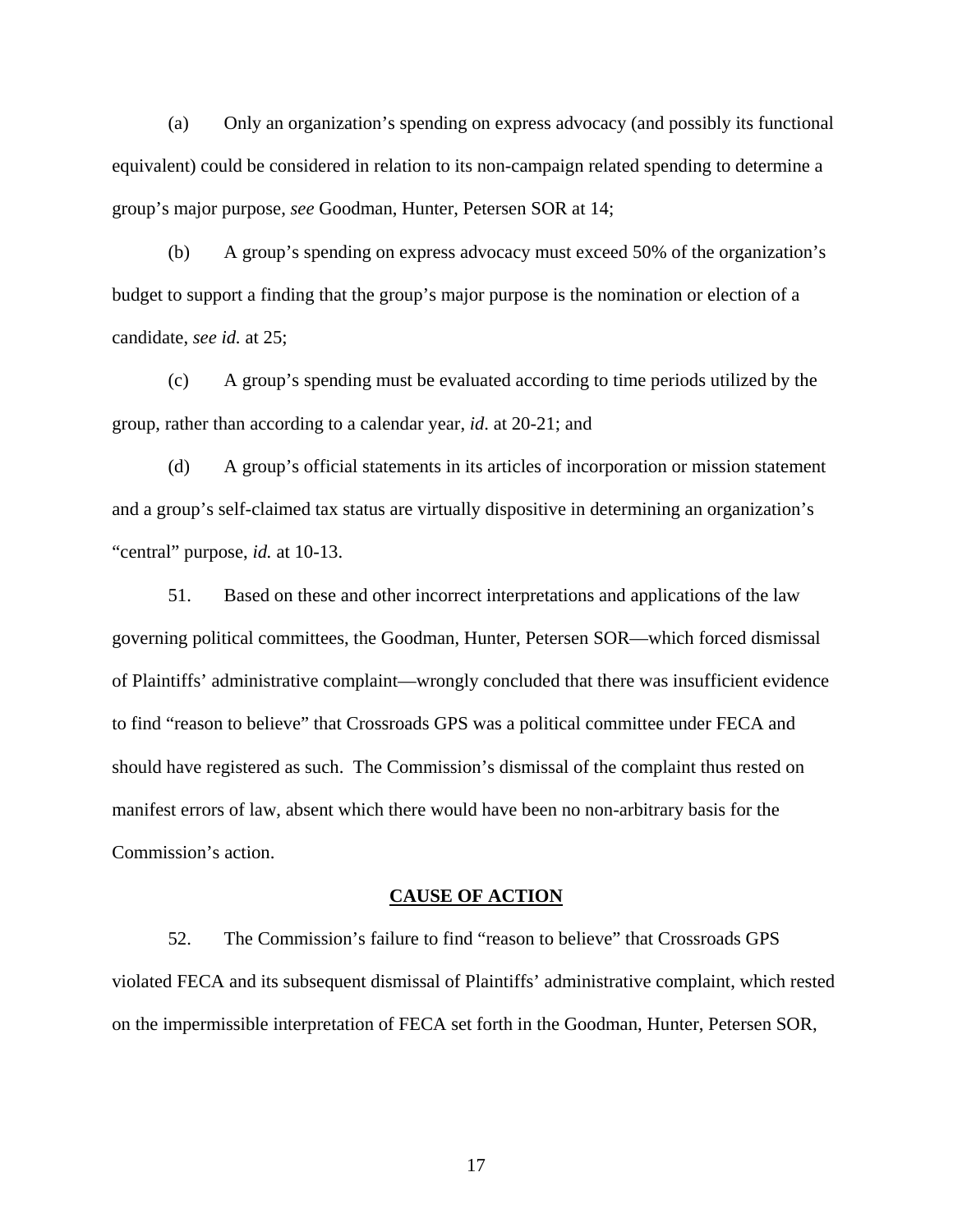(a) Only an organization's spending on express advocacy (and possibly its functional equivalent) could be considered in relation to its non-campaign related spending to determine a group's major purpose, *see* Goodman, Hunter, Petersen SOR at 14;

(b) A group's spending on express advocacy must exceed 50% of the organization's budget to support a finding that the group's major purpose is the nomination or election of a candidate, *see id.* at 25;

(c) A group's spending must be evaluated according to time periods utilized by the group, rather than according to a calendar year, *id*. at 20-21; and

(d) A group's official statements in its articles of incorporation or mission statement and a group's self-claimed tax status are virtually dispositive in determining an organization's "central" purpose, *id.* at 10-13.

51. Based on these and other incorrect interpretations and applications of the law governing political committees, the Goodman, Hunter, Petersen SOR—which forced dismissal of Plaintiffs' administrative complaint—wrongly concluded that there was insufficient evidence to find "reason to believe" that Crossroads GPS was a political committee under FECA and should have registered as such. The Commission's dismissal of the complaint thus rested on manifest errors of law, absent which there would have been no non-arbitrary basis for the Commission's action.

**CAUSE OF ACTION**

52. The Commission's failure to find "reason to believe" that Crossroads GPS violated FECA and its subsequent dismissal of Plaintiffs' administrative complaint, which rested on the impermissible interpretation of FECA set forth in the Goodman, Hunter, Petersen SOR,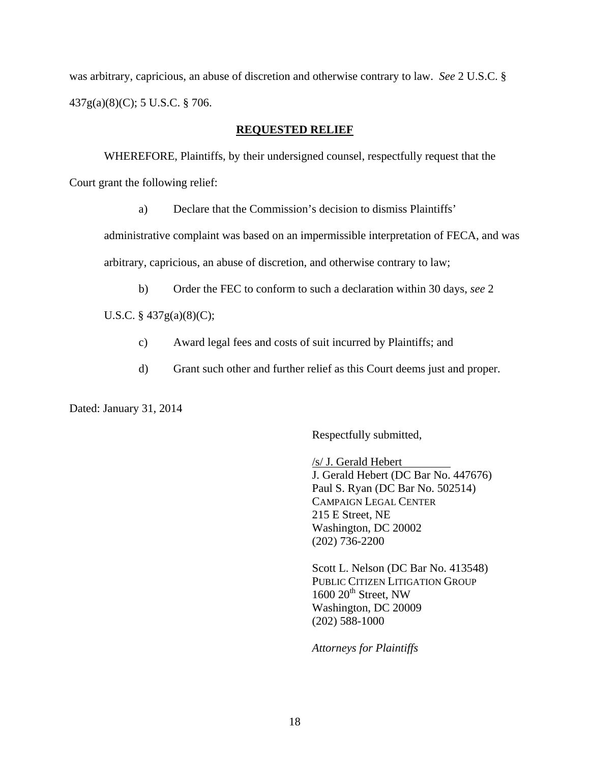was arbitrary, capricious, an abuse of discretion and otherwise contrary to law. *See* 2 U.S.C. § 437g(a)(8)(C); 5 U.S.C. § 706.

## **REQUESTED RELIEF**

WHEREFORE, Plaintiffs, by their undersigned counsel, respectfully request that the Court grant the following relief:

a) Declare that the Commission's decision to dismiss Plaintiffs' administrative complaint was based on an impermissible interpretation of FECA, and was arbitrary, capricious, an abuse of discretion, and otherwise contrary to law;

b) Order the FEC to conform to such a declaration within 30 days, *see* 2 U.S.C. § 437g(a)(8)(C);

c) Award legal fees and costs of suit incurred by Plaintiffs; and

d) Grant such other and further relief as this Court deems just and proper.

Dated: January 31, 2014

Respectfully submitted,

/s/ J. Gerald Hebert
J. Gerald Hebert (DC Bar No. 447676)
Paul S. Ryan (DC Bar No. 502514)
CAMPAIGN LEGAL CENTER
215 E Street, NE
Washington, DC 20002
(202) 736-2200

Scott L. Nelson (DC Bar No. 413548)
PUBLIC CITIZEN LITIGATION GROUP
1600 20th Street, NW
Washington, DC 20009
(202) 588-1000

*Attorneys for Plaintiffs*